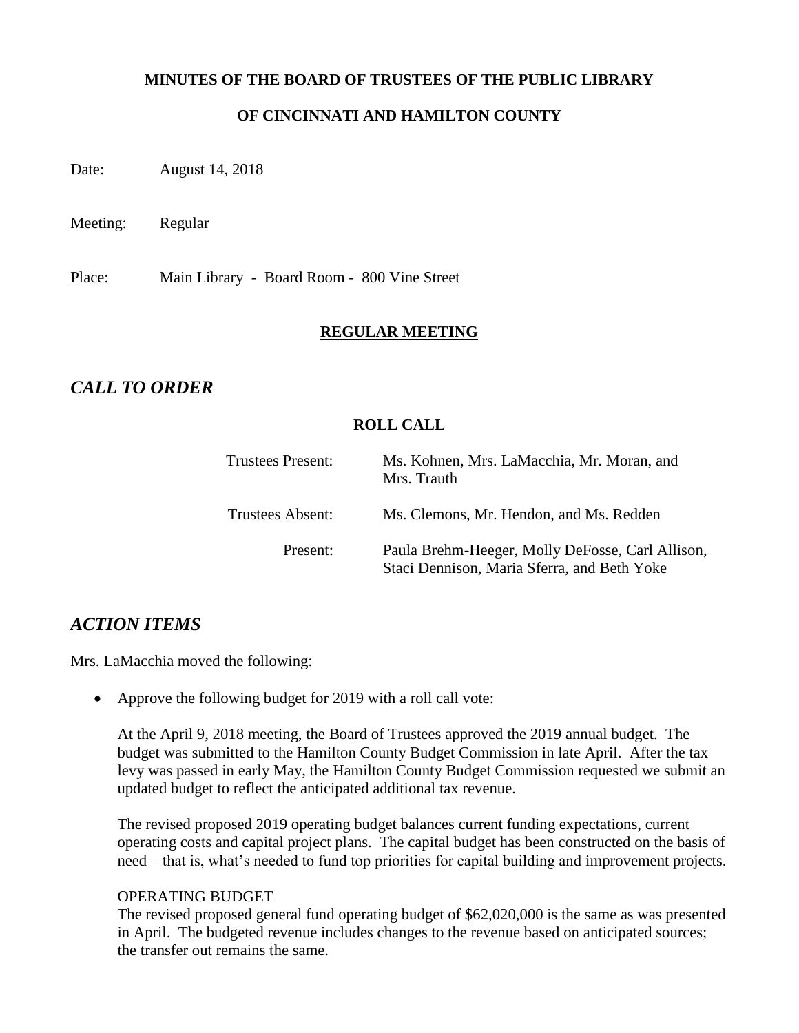**MINUTES OF THE BOARD OF TRUSTEES OF THE PUBLIC LIBRARY**

**OF CINCINNATI AND HAMILTON COUNTY**

Date: August 14, 2018

Meeting: Regular

Place: Main Library - Board Room - 800 Vine Street

**REGULAR MEETING**

## *CALL TO ORDER*

**ROLL CALL**

| | |
|---|---|
| Trustees Present: | Ms. Kohnen, Mrs. LaMacchia, Mr. Moran, and Mrs. Trauth |
| Trustees Absent: | Ms. Clemons, Mr. Hendon, and Ms. Redden |
| Present: | Paula Brehm-Heeger, Molly DeFosse, Carl Allison, Staci Dennison, Maria Sferra, and Beth Yoke |

## *ACTION ITEMS*

Mrs. LaMacchia moved the following:

- Approve the following budget for 2019 with a roll call vote:

  At the April 9, 2018 meeting, the Board of Trustees approved the 2019 annual budget. The budget was submitted to the Hamilton County Budget Commission in late April. After the tax levy was passed in early May, the Hamilton County Budget Commission requested we submit an updated budget to reflect the anticipated additional tax revenue.

  The revised proposed 2019 operating budget balances current funding expectations, current operating costs and capital project plans. The capital budget has been constructed on the basis of need – that is, what's needed to fund top priorities for capital building and improvement projects.

  OPERATING BUDGET
  The revised proposed general fund operating budget of $62,020,000 is the same as was presented in April. The budgeted revenue includes changes to the revenue based on anticipated sources; the transfer out remains the same.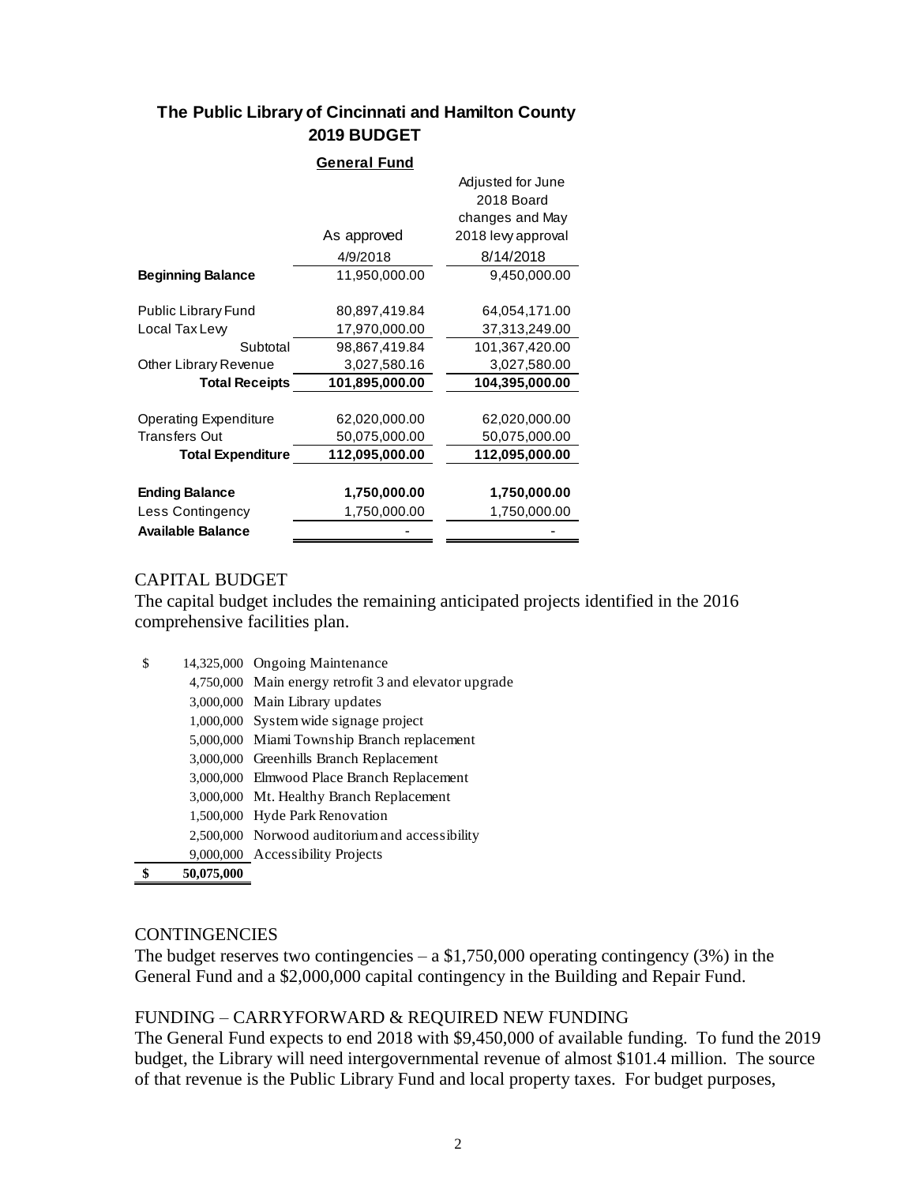## The Public Library of Cincinnati and Hamilton County
## 2019 BUDGET

**General Fund**

| | As approved 4/9/2018 | Adjusted for June 2018 Board changes and May 2018 levy approval 8/14/2018 |
|---|---|---|
| **Beginning Balance** | 11,950,000.00 | 9,450,000.00 |
| Public Library Fund | 80,897,419.84 | 64,054,171.00 |
| Local Tax Levy | 17,970,000.00 | 37,313,249.00 |
| Subtotal | 98,867,419.84 | 101,367,420.00 |
| Other Library Revenue | 3,027,580.16 | 3,027,580.00 |
| **Total Receipts** | **101,895,000.00** | **104,395,000.00** |
| Operating Expenditure | 62,020,000.00 | 62,020,000.00 |
| Transfers Out | 50,075,000.00 | 50,075,000.00 |
| **Total Expenditure** | **112,095,000.00** | **112,095,000.00** |
| **Ending Balance** | **1,750,000.00** | **1,750,000.00** |
| Less Contingency | 1,750,000.00 | 1,750,000.00 |
| **Available Balance** | - | - |

CAPITAL BUDGET

The capital budget includes the remaining anticipated projects identified in the 2016 comprehensive facilities plan.

| Amount | Project |
|---|---|
| $ 14,325,000 | Ongoing Maintenance |
| 4,750,000 | Main energy retrofit 3 and elevator upgrade |
| 3,000,000 | Main Library updates |
| 1,000,000 | System wide signage project |
| 5,000,000 | Miami Township Branch replacement |
| 3,000,000 | Greenhills Branch Replacement |
| 3,000,000 | Elmwood Place Branch Replacement |
| 3,000,000 | Mt. Healthy Branch Replacement |
| 1,500,000 | Hyde Park Renovation |
| 2,500,000 | Norwood auditorium and accessibility |
| 9,000,000 | Accessibility Projects |
| **$ 50,075,000** | |

CONTINGENCIES

The budget reserves two contingencies – a $1,750,000 operating contingency (3%) in the General Fund and a $2,000,000 capital contingency in the Building and Repair Fund.

FUNDING – CARRYFORWARD & REQUIRED NEW FUNDING

The General Fund expects to end 2018 with $9,450,000 of available funding. To fund the 2019 budget, the Library will need intergovernmental revenue of almost $101.4 million. The source of that revenue is the Public Library Fund and local property taxes. For budget purposes,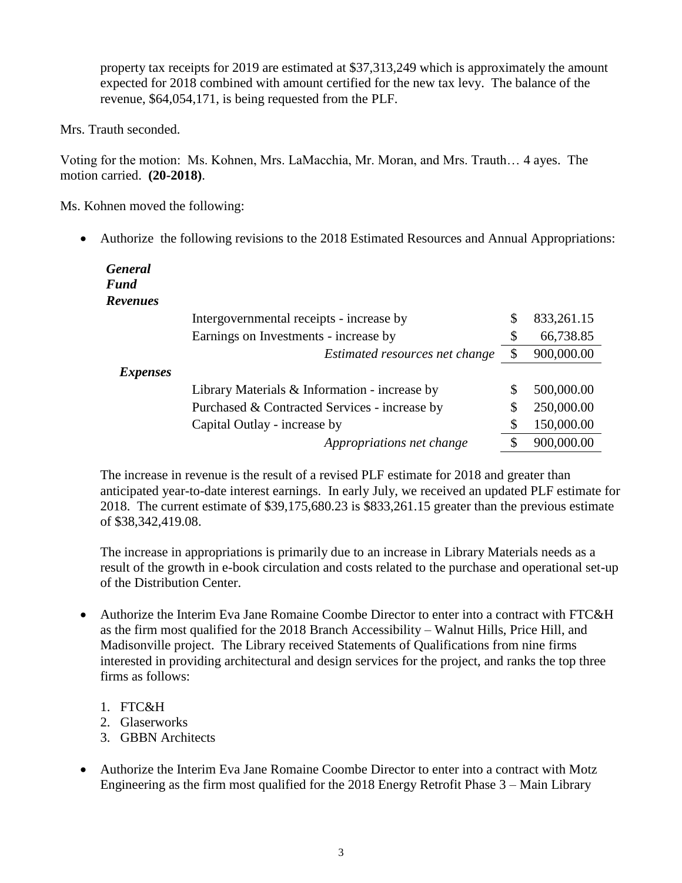property tax receipts for 2019 are estimated at $37,313,249 which is approximately the amount expected for 2018 combined with amount certified for the new tax levy. The balance of the revenue, $64,054,171, is being requested from the PLF.

Mrs. Trauth seconded.

Voting for the motion: Ms. Kohnen, Mrs. LaMacchia, Mr. Moran, and Mrs. Trauth… 4 ayes. The motion carried. **(20-2018)**.

Ms. Kohnen moved the following:

- Authorize the following revisions to the 2018 Estimated Resources and Annual Appropriations:

| | | |
|---|---|---|
| ***General Fund Revenues*** | | |
| | Intergovernmental receipts - increase by | $ 833,261.15 |
| | Earnings on Investments - increase by | $ 66,738.85 |
| | *Estimated resources net change* | $ 900,000.00 |
| ***Expenses*** | | |
| | Library Materials & Information - increase by | $ 500,000.00 |
| | Purchased & Contracted Services - increase by | $ 250,000.00 |
| | Capital Outlay - increase by | $ 150,000.00 |
| | *Appropriations net change* | $ 900,000.00 |

The increase in revenue is the result of a revised PLF estimate for 2018 and greater than anticipated year-to-date interest earnings. In early July, we received an updated PLF estimate for 2018. The current estimate of $39,175,680.23 is $833,261.15 greater than the previous estimate of $38,342,419.08.

The increase in appropriations is primarily due to an increase in Library Materials needs as a result of the growth in e-book circulation and costs related to the purchase and operational set-up of the Distribution Center.

- Authorize the Interim Eva Jane Romaine Coombe Director to enter into a contract with FTC&H as the firm most qualified for the 2018 Branch Accessibility – Walnut Hills, Price Hill, and Madisonville project. The Library received Statements of Qualifications from nine firms interested in providing architectural and design services for the project, and ranks the top three firms as follows:

  1. FTC&H
  2. Glaserworks
  3. GBBN Architects

- Authorize the Interim Eva Jane Romaine Coombe Director to enter into a contract with Motz Engineering as the firm most qualified for the 2018 Energy Retrofit Phase 3 – Main Library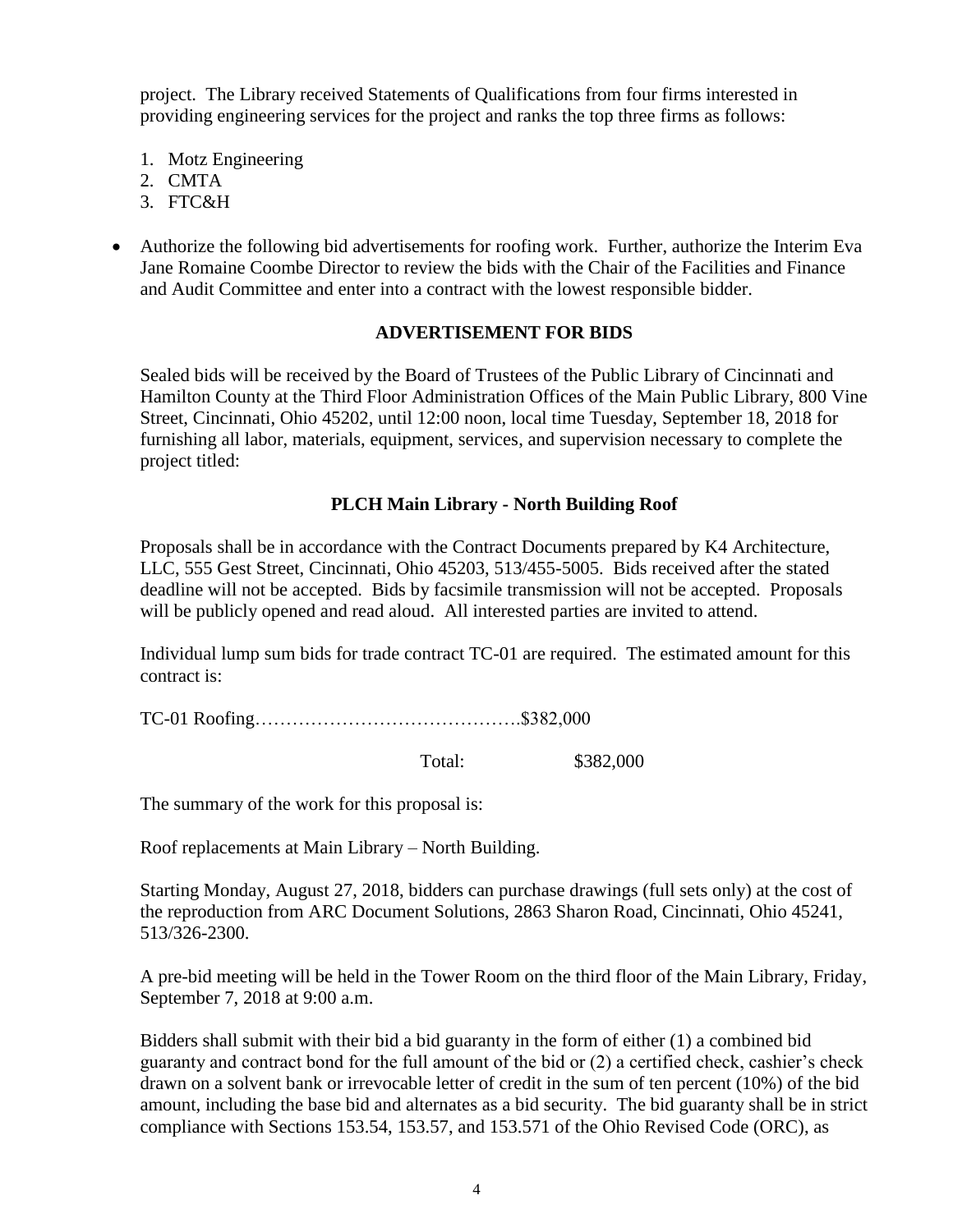project. The Library received Statements of Qualifications from four firms interested in providing engineering services for the project and ranks the top three firms as follows:

1. Motz Engineering
2. CMTA
3. FTC&H

- Authorize the following bid advertisements for roofing work. Further, authorize the Interim Eva Jane Romaine Coombe Director to review the bids with the Chair of the Facilities and Finance and Audit Committee and enter into a contract with the lowest responsible bidder.

**ADVERTISEMENT FOR BIDS**

Sealed bids will be received by the Board of Trustees of the Public Library of Cincinnati and Hamilton County at the Third Floor Administration Offices of the Main Public Library, 800 Vine Street, Cincinnati, Ohio 45202, until 12:00 noon, local time Tuesday, September 18, 2018 for furnishing all labor, materials, equipment, services, and supervision necessary to complete the project titled:

**PLCH Main Library - North Building Roof**

Proposals shall be in accordance with the Contract Documents prepared by K4 Architecture, LLC, 555 Gest Street, Cincinnati, Ohio 45203, 513/455-5005. Bids received after the stated deadline will not be accepted. Bids by facsimile transmission will not be accepted. Proposals will be publicly opened and read aloud. All interested parties are invited to attend.

Individual lump sum bids for trade contract TC-01 are required. The estimated amount for this contract is:

TC-01 Roofing……………………………………$382,000

Total: $382,000

The summary of the work for this proposal is:

Roof replacements at Main Library – North Building.

Starting Monday, August 27, 2018, bidders can purchase drawings (full sets only) at the cost of the reproduction from ARC Document Solutions, 2863 Sharon Road, Cincinnati, Ohio 45241, 513/326-2300.

A pre-bid meeting will be held in the Tower Room on the third floor of the Main Library, Friday, September 7, 2018 at 9:00 a.m.

Bidders shall submit with their bid a bid guaranty in the form of either (1) a combined bid guaranty and contract bond for the full amount of the bid or (2) a certified check, cashier's check drawn on a solvent bank or irrevocable letter of credit in the sum of ten percent (10%) of the bid amount, including the base bid and alternates as a bid security. The bid guaranty shall be in strict compliance with Sections 153.54, 153.57, and 153.571 of the Ohio Revised Code (ORC), as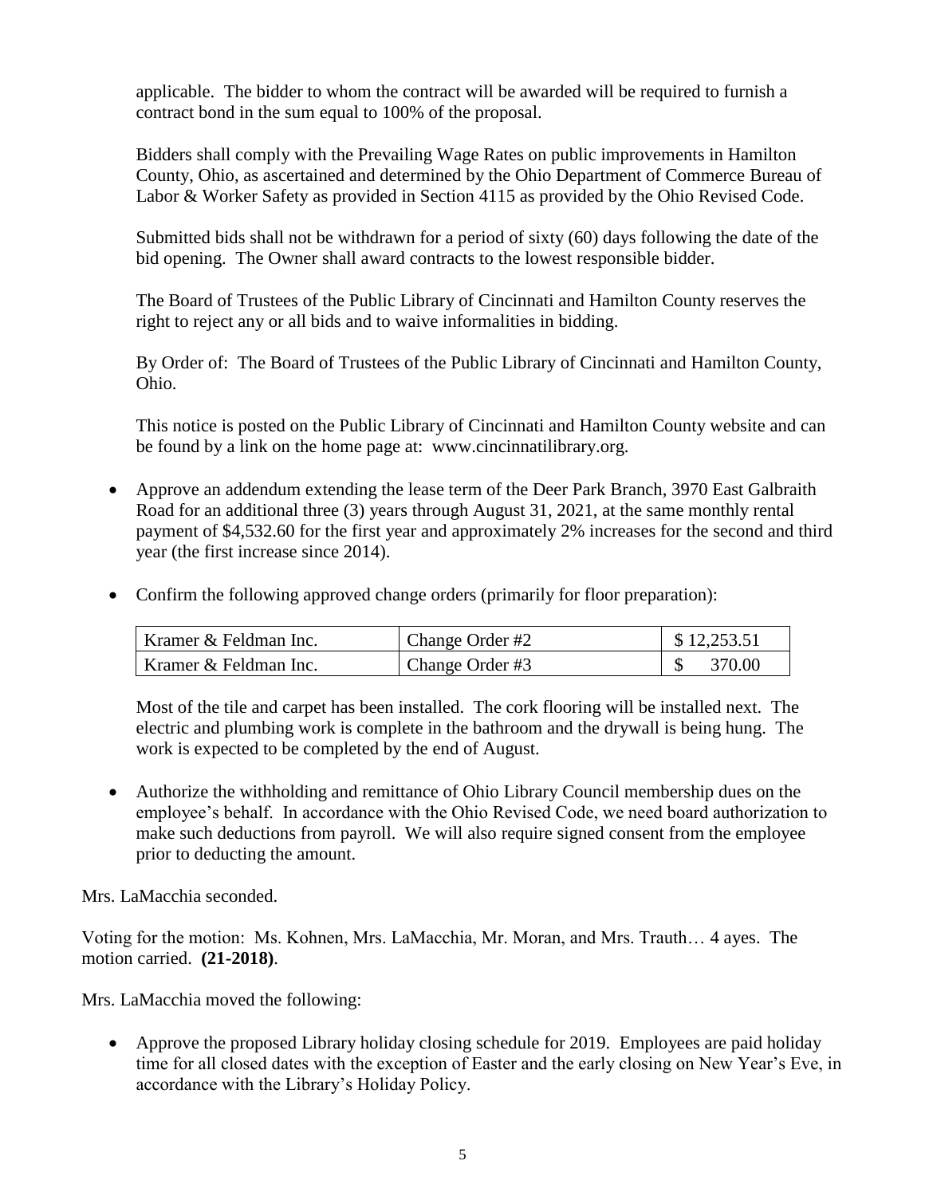applicable. The bidder to whom the contract will be awarded will be required to furnish a contract bond in the sum equal to 100% of the proposal.

Bidders shall comply with the Prevailing Wage Rates on public improvements in Hamilton County, Ohio, as ascertained and determined by the Ohio Department of Commerce Bureau of Labor & Worker Safety as provided in Section 4115 as provided by the Ohio Revised Code.

Submitted bids shall not be withdrawn for a period of sixty (60) days following the date of the bid opening. The Owner shall award contracts to the lowest responsible bidder.

The Board of Trustees of the Public Library of Cincinnati and Hamilton County reserves the right to reject any or all bids and to waive informalities in bidding.

By Order of: The Board of Trustees of the Public Library of Cincinnati and Hamilton County, Ohio.

This notice is posted on the Public Library of Cincinnati and Hamilton County website and can be found by a link on the home page at: www.cincinnatilibrary.org.

- Approve an addendum extending the lease term of the Deer Park Branch, 3970 East Galbraith Road for an additional three (3) years through August 31, 2021, at the same monthly rental payment of $4,532.60 for the first year and approximately 2% increases for the second and third year (the first increase since 2014).

- Confirm the following approved change orders (primarily for floor preparation):

| | | |
|---|---|---|
| Kramer & Feldman Inc. | Change Order #2 | $ 12,253.51 |
| Kramer & Feldman Inc. | Change Order #3 | $ 370.00 |

  Most of the tile and carpet has been installed. The cork flooring will be installed next. The electric and plumbing work is complete in the bathroom and the drywall is being hung. The work is expected to be completed by the end of August.

- Authorize the withholding and remittance of Ohio Library Council membership dues on the employee's behalf. In accordance with the Ohio Revised Code, we need board authorization to make such deductions from payroll. We will also require signed consent from the employee prior to deducting the amount.

Mrs. LaMacchia seconded.

Voting for the motion: Ms. Kohnen, Mrs. LaMacchia, Mr. Moran, and Mrs. Trauth… 4 ayes. The motion carried. **(21-2018)**.

Mrs. LaMacchia moved the following:

- Approve the proposed Library holiday closing schedule for 2019. Employees are paid holiday time for all closed dates with the exception of Easter and the early closing on New Year's Eve, in accordance with the Library's Holiday Policy.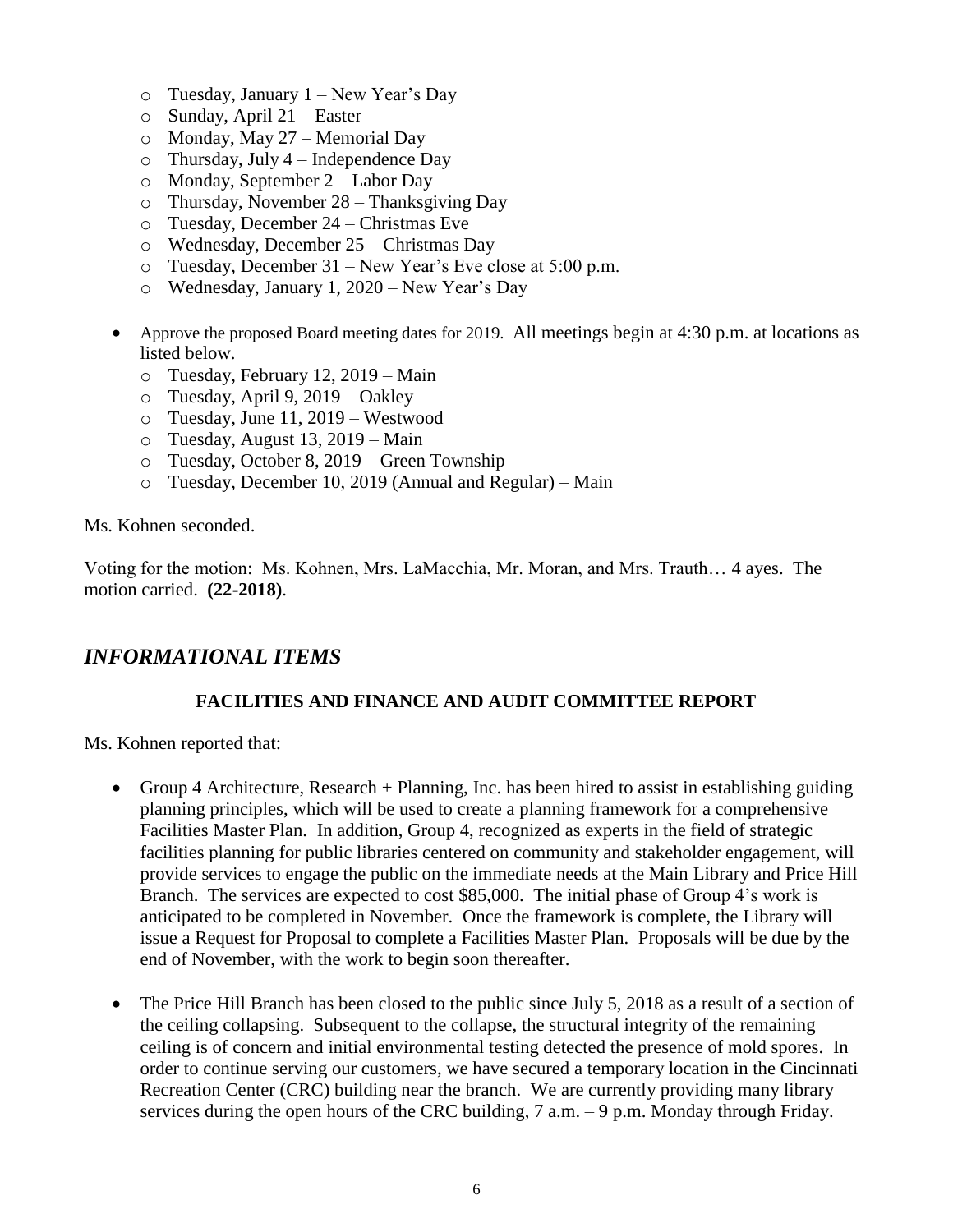- Tuesday, January 1 – New Year's Day
  - Sunday, April 21 – Easter
  - Monday, May 27 – Memorial Day
  - Thursday, July 4 – Independence Day
  - Monday, September 2 – Labor Day
  - Thursday, November 28 – Thanksgiving Day
  - Tuesday, December 24 – Christmas Eve
  - Wednesday, December 25 – Christmas Day
  - Tuesday, December 31 – New Year's Eve close at 5:00 p.m.
  - Wednesday, January 1, 2020 – New Year's Day

- Approve the proposed Board meeting dates for 2019. All meetings begin at 4:30 p.m. at locations as listed below.
  - Tuesday, February 12, 2019 – Main
  - Tuesday, April 9, 2019 – Oakley
  - Tuesday, June 11, 2019 – Westwood
  - Tuesday, August 13, 2019 – Main
  - Tuesday, October 8, 2019 – Green Township
  - Tuesday, December 10, 2019 (Annual and Regular) – Main

Ms. Kohnen seconded.

Voting for the motion: Ms. Kohnen, Mrs. LaMacchia, Mr. Moran, and Mrs. Trauth… 4 ayes. The motion carried. **(22-2018)**.

## *INFORMATIONAL ITEMS*

### FACILITIES AND FINANCE AND AUDIT COMMITTEE REPORT

Ms. Kohnen reported that:

- Group 4 Architecture, Research + Planning, Inc. has been hired to assist in establishing guiding planning principles, which will be used to create a planning framework for a comprehensive Facilities Master Plan. In addition, Group 4, recognized as experts in the field of strategic facilities planning for public libraries centered on community and stakeholder engagement, will provide services to engage the public on the immediate needs at the Main Library and Price Hill Branch. The services are expected to cost $85,000. The initial phase of Group 4's work is anticipated to be completed in November. Once the framework is complete, the Library will issue a Request for Proposal to complete a Facilities Master Plan. Proposals will be due by the end of November, with the work to begin soon thereafter.

- The Price Hill Branch has been closed to the public since July 5, 2018 as a result of a section of the ceiling collapsing. Subsequent to the collapse, the structural integrity of the remaining ceiling is of concern and initial environmental testing detected the presence of mold spores. In order to continue serving our customers, we have secured a temporary location in the Cincinnati Recreation Center (CRC) building near the branch. We are currently providing many library services during the open hours of the CRC building, 7 a.m. – 9 p.m. Monday through Friday.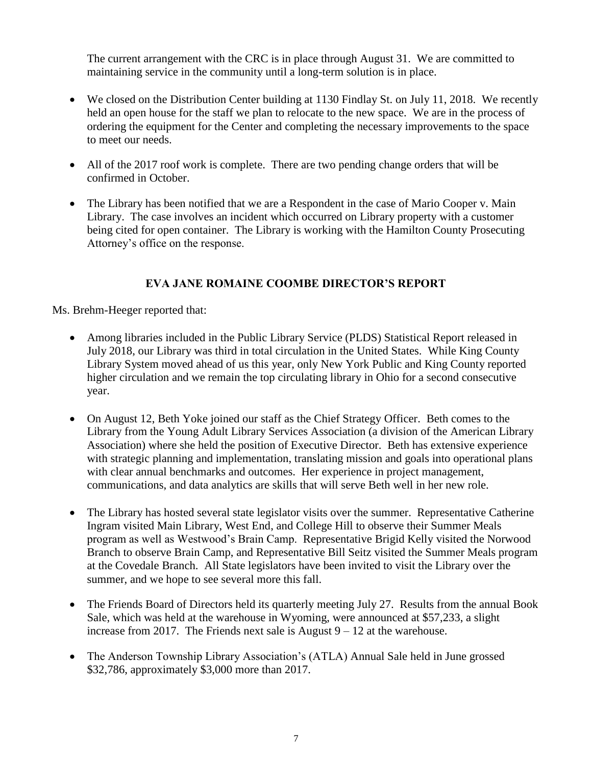The current arrangement with the CRC is in place through August 31. We are committed to maintaining service in the community until a long-term solution is in place.

- We closed on the Distribution Center building at 1130 Findlay St. on July 11, 2018. We recently held an open house for the staff we plan to relocate to the new space. We are in the process of ordering the equipment for the Center and completing the necessary improvements to the space to meet our needs.

- All of the 2017 roof work is complete. There are two pending change orders that will be confirmed in October.

- The Library has been notified that we are a Respondent in the case of Mario Cooper v. Main Library. The case involves an incident which occurred on Library property with a customer being cited for open container. The Library is working with the Hamilton County Prosecuting Attorney's office on the response.

## EVA JANE ROMAINE COOMBE DIRECTOR'S REPORT

Ms. Brehm-Heeger reported that:

- Among libraries included in the Public Library Service (PLDS) Statistical Report released in July 2018, our Library was third in total circulation in the United States. While King County Library System moved ahead of us this year, only New York Public and King County reported higher circulation and we remain the top circulating library in Ohio for a second consecutive year.

- On August 12, Beth Yoke joined our staff as the Chief Strategy Officer. Beth comes to the Library from the Young Adult Library Services Association (a division of the American Library Association) where she held the position of Executive Director. Beth has extensive experience with strategic planning and implementation, translating mission and goals into operational plans with clear annual benchmarks and outcomes. Her experience in project management, communications, and data analytics are skills that will serve Beth well in her new role.

- The Library has hosted several state legislator visits over the summer. Representative Catherine Ingram visited Main Library, West End, and College Hill to observe their Summer Meals program as well as Westwood's Brain Camp. Representative Brigid Kelly visited the Norwood Branch to observe Brain Camp, and Representative Bill Seitz visited the Summer Meals program at the Covedale Branch. All State legislators have been invited to visit the Library over the summer, and we hope to see several more this fall.

- The Friends Board of Directors held its quarterly meeting July 27. Results from the annual Book Sale, which was held at the warehouse in Wyoming, were announced at $57,233, a slight increase from 2017. The Friends next sale is August 9 – 12 at the warehouse.

- The Anderson Township Library Association's (ATLA) Annual Sale held in June grossed $32,786, approximately $3,000 more than 2017.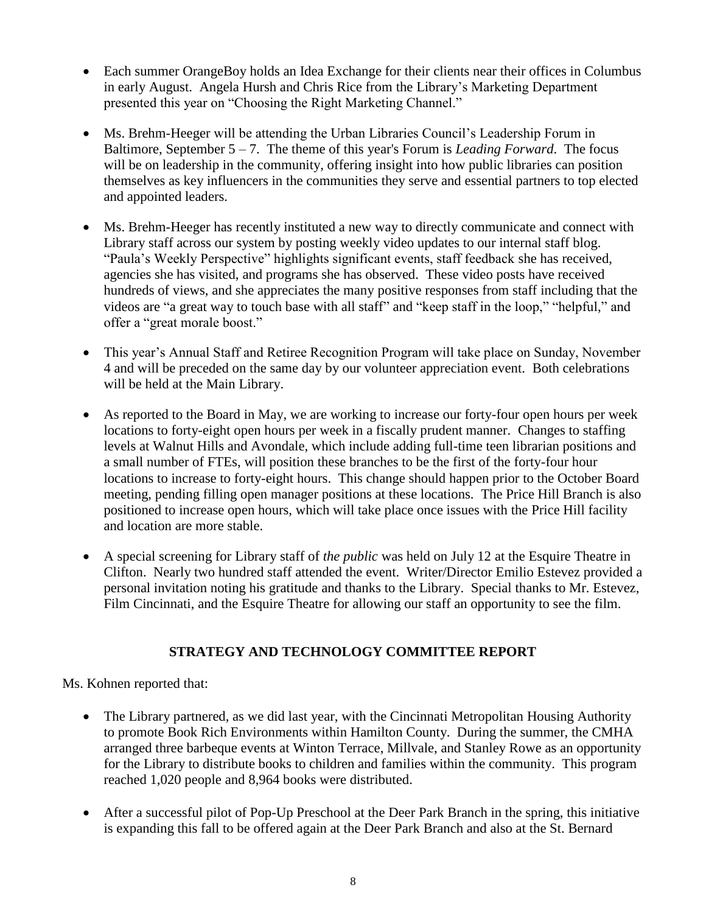- Each summer OrangeBoy holds an Idea Exchange for their clients near their offices in Columbus in early August. Angela Hursh and Chris Rice from the Library's Marketing Department presented this year on "Choosing the Right Marketing Channel."

- Ms. Brehm-Heeger will be attending the Urban Libraries Council's Leadership Forum in Baltimore, September 5 – 7. The theme of this year's Forum is *Leading Forward*. The focus will be on leadership in the community, offering insight into how public libraries can position themselves as key influencers in the communities they serve and essential partners to top elected and appointed leaders.

- Ms. Brehm-Heeger has recently instituted a new way to directly communicate and connect with Library staff across our system by posting weekly video updates to our internal staff blog. "Paula's Weekly Perspective" highlights significant events, staff feedback she has received, agencies she has visited, and programs she has observed. These video posts have received hundreds of views, and she appreciates the many positive responses from staff including that the videos are "a great way to touch base with all staff" and "keep staff in the loop," "helpful," and offer a "great morale boost."

- This year's Annual Staff and Retiree Recognition Program will take place on Sunday, November 4 and will be preceded on the same day by our volunteer appreciation event. Both celebrations will be held at the Main Library.

- As reported to the Board in May, we are working to increase our forty-four open hours per week locations to forty-eight open hours per week in a fiscally prudent manner. Changes to staffing levels at Walnut Hills and Avondale, which include adding full-time teen librarian positions and a small number of FTEs, will position these branches to be the first of the forty-four hour locations to increase to forty-eight hours. This change should happen prior to the October Board meeting, pending filling open manager positions at these locations. The Price Hill Branch is also positioned to increase open hours, which will take place once issues with the Price Hill facility and location are more stable.

- A special screening for Library staff of *the public* was held on July 12 at the Esquire Theatre in Clifton. Nearly two hundred staff attended the event. Writer/Director Emilio Estevez provided a personal invitation noting his gratitude and thanks to the Library. Special thanks to Mr. Estevez, Film Cincinnati, and the Esquire Theatre for allowing our staff an opportunity to see the film.

## STRATEGY AND TECHNOLOGY COMMITTEE REPORT

Ms. Kohnen reported that:

- The Library partnered, as we did last year, with the Cincinnati Metropolitan Housing Authority to promote Book Rich Environments within Hamilton County. During the summer, the CMHA arranged three barbeque events at Winton Terrace, Millvale, and Stanley Rowe as an opportunity for the Library to distribute books to children and families within the community. This program reached 1,020 people and 8,964 books were distributed.

- After a successful pilot of Pop-Up Preschool at the Deer Park Branch in the spring, this initiative is expanding this fall to be offered again at the Deer Park Branch and also at the St. Bernard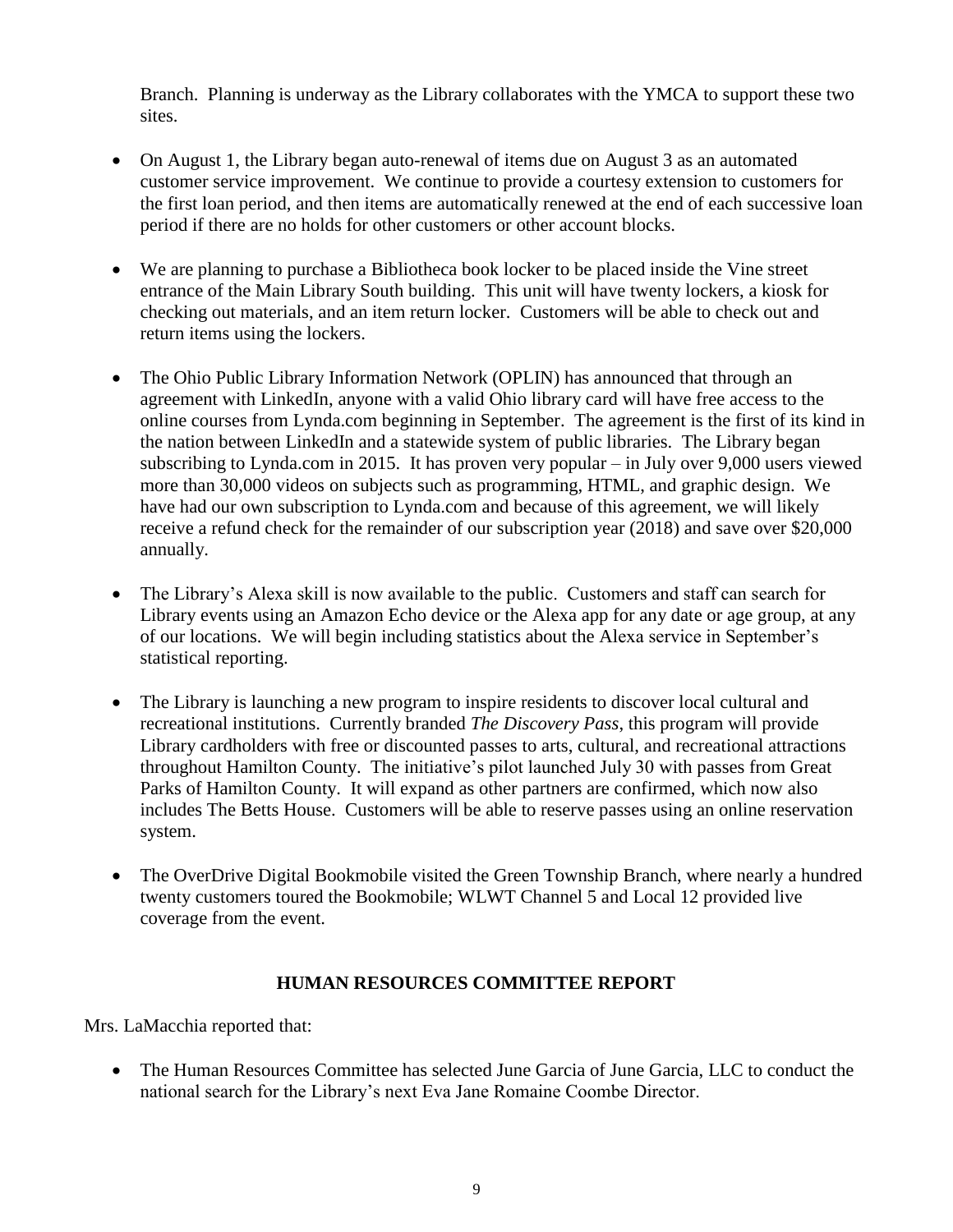Branch. Planning is underway as the Library collaborates with the YMCA to support these two sites.

- On August 1, the Library began auto-renewal of items due on August 3 as an automated customer service improvement. We continue to provide a courtesy extension to customers for the first loan period, and then items are automatically renewed at the end of each successive loan period if there are no holds for other customers or other account blocks.

- We are planning to purchase a Bibliotheca book locker to be placed inside the Vine street entrance of the Main Library South building. This unit will have twenty lockers, a kiosk for checking out materials, and an item return locker. Customers will be able to check out and return items using the lockers.

- The Ohio Public Library Information Network (OPLIN) has announced that through an agreement with LinkedIn, anyone with a valid Ohio library card will have free access to the online courses from Lynda.com beginning in September. The agreement is the first of its kind in the nation between LinkedIn and a statewide system of public libraries. The Library began subscribing to Lynda.com in 2015. It has proven very popular – in July over 9,000 users viewed more than 30,000 videos on subjects such as programming, HTML, and graphic design. We have had our own subscription to Lynda.com and because of this agreement, we will likely receive a refund check for the remainder of our subscription year (2018) and save over $20,000 annually.

- The Library's Alexa skill is now available to the public. Customers and staff can search for Library events using an Amazon Echo device or the Alexa app for any date or age group, at any of our locations. We will begin including statistics about the Alexa service in September's statistical reporting.

- The Library is launching a new program to inspire residents to discover local cultural and recreational institutions. Currently branded *The Discovery Pass*, this program will provide Library cardholders with free or discounted passes to arts, cultural, and recreational attractions throughout Hamilton County. The initiative's pilot launched July 30 with passes from Great Parks of Hamilton County. It will expand as other partners are confirmed, which now also includes The Betts House. Customers will be able to reserve passes using an online reservation system.

- The OverDrive Digital Bookmobile visited the Green Township Branch, where nearly a hundred twenty customers toured the Bookmobile; WLWT Channel 5 and Local 12 provided live coverage from the event.

## HUMAN RESOURCES COMMITTEE REPORT

Mrs. LaMacchia reported that:

- The Human Resources Committee has selected June Garcia of June Garcia, LLC to conduct the national search for the Library's next Eva Jane Romaine Coombe Director.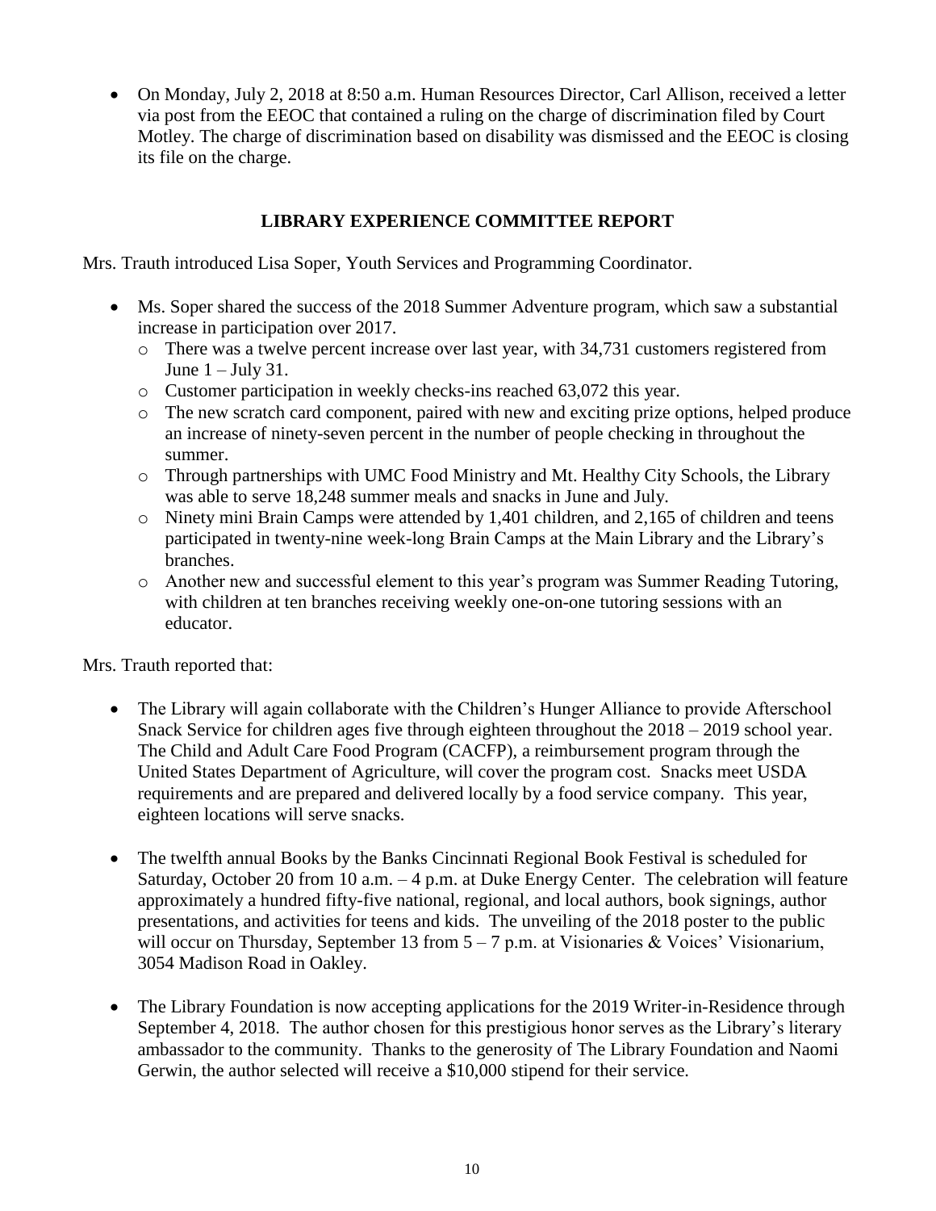- On Monday, July 2, 2018 at 8:50 a.m. Human Resources Director, Carl Allison, received a letter via post from the EEOC that contained a ruling on the charge of discrimination filed by Court Motley. The charge of discrimination based on disability was dismissed and the EEOC is closing its file on the charge.

## LIBRARY EXPERIENCE COMMITTEE REPORT

Mrs. Trauth introduced Lisa Soper, Youth Services and Programming Coordinator.

- Ms. Soper shared the success of the 2018 Summer Adventure program, which saw a substantial increase in participation over 2017.
  - There was a twelve percent increase over last year, with 34,731 customers registered from June 1 – July 31.
  - Customer participation in weekly checks-ins reached 63,072 this year.
  - The new scratch card component, paired with new and exciting prize options, helped produce an increase of ninety-seven percent in the number of people checking in throughout the summer.
  - Through partnerships with UMC Food Ministry and Mt. Healthy City Schools, the Library was able to serve 18,248 summer meals and snacks in June and July.
  - Ninety mini Brain Camps were attended by 1,401 children, and 2,165 of children and teens participated in twenty-nine week-long Brain Camps at the Main Library and the Library's branches.
  - Another new and successful element to this year's program was Summer Reading Tutoring, with children at ten branches receiving weekly one-on-one tutoring sessions with an educator.

Mrs. Trauth reported that:

- The Library will again collaborate with the Children's Hunger Alliance to provide Afterschool Snack Service for children ages five through eighteen throughout the 2018 – 2019 school year. The Child and Adult Care Food Program (CACFP), a reimbursement program through the United States Department of Agriculture, will cover the program cost. Snacks meet USDA requirements and are prepared and delivered locally by a food service company. This year, eighteen locations will serve snacks.

- The twelfth annual Books by the Banks Cincinnati Regional Book Festival is scheduled for Saturday, October 20 from 10 a.m. – 4 p.m. at Duke Energy Center. The celebration will feature approximately a hundred fifty-five national, regional, and local authors, book signings, author presentations, and activities for teens and kids. The unveiling of the 2018 poster to the public will occur on Thursday, September 13 from 5 – 7 p.m. at Visionaries & Voices' Visionarium, 3054 Madison Road in Oakley.

- The Library Foundation is now accepting applications for the 2019 Writer-in-Residence through September 4, 2018. The author chosen for this prestigious honor serves as the Library's literary ambassador to the community. Thanks to the generosity of The Library Foundation and Naomi Gerwin, the author selected will receive a $10,000 stipend for their service.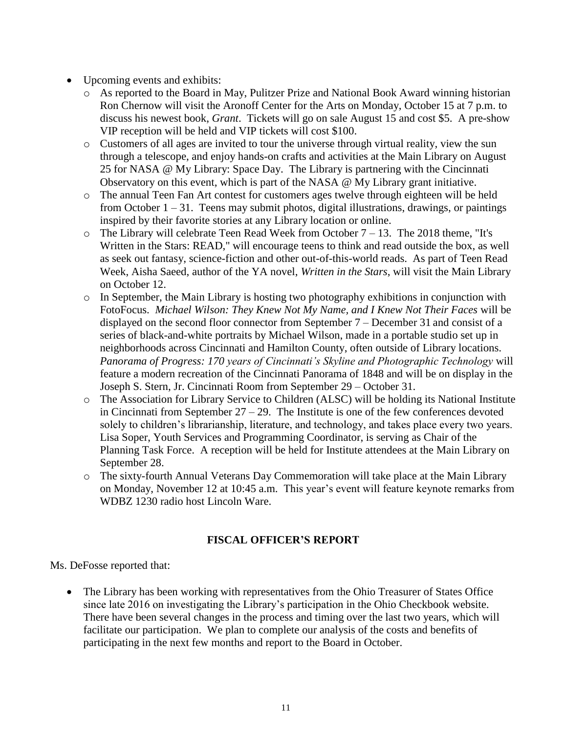- Upcoming events and exhibits:
  - As reported to the Board in May, Pulitzer Prize and National Book Award winning historian Ron Chernow will visit the Aronoff Center for the Arts on Monday, October 15 at 7 p.m. to discuss his newest book, *Grant*. Tickets will go on sale August 15 and cost $5. A pre-show VIP reception will be held and VIP tickets will cost $100.
  - Customers of all ages are invited to tour the universe through virtual reality, view the sun through a telescope, and enjoy hands-on crafts and activities at the Main Library on August 25 for NASA @ My Library: Space Day. The Library is partnering with the Cincinnati Observatory on this event, which is part of the NASA @ My Library grant initiative.
  - The annual Teen Fan Art contest for customers ages twelve through eighteen will be held from October 1 – 31. Teens may submit photos, digital illustrations, drawings, or paintings inspired by their favorite stories at any Library location or online.
  - The Library will celebrate Teen Read Week from October 7 – 13. The 2018 theme, "It's Written in the Stars: READ," will encourage teens to think and read outside the box, as well as seek out fantasy, science-fiction and other out-of-this-world reads. As part of Teen Read Week, Aisha Saeed, author of the YA novel, *Written in the Stars*, will visit the Main Library on October 12.
  - In September, the Main Library is hosting two photography exhibitions in conjunction with FotoFocus. *Michael Wilson: They Knew Not My Name, and I Knew Not Their Faces* will be displayed on the second floor connector from September 7 – December 31 and consist of a series of black-and-white portraits by Michael Wilson, made in a portable studio set up in neighborhoods across Cincinnati and Hamilton County, often outside of Library locations. *Panorama of Progress: 170 years of Cincinnati's Skyline and Photographic Technology* will feature a modern recreation of the Cincinnati Panorama of 1848 and will be on display in the Joseph S. Stern, Jr. Cincinnati Room from September 29 – October 31.
  - The Association for Library Service to Children (ALSC) will be holding its National Institute in Cincinnati from September 27 – 29. The Institute is one of the few conferences devoted solely to children's librarianship, literature, and technology, and takes place every two years. Lisa Soper, Youth Services and Programming Coordinator, is serving as Chair of the Planning Task Force. A reception will be held for Institute attendees at the Main Library on September 28.
  - The sixty-fourth Annual Veterans Day Commemoration will take place at the Main Library on Monday, November 12 at 10:45 a.m. This year's event will feature keynote remarks from WDBZ 1230 radio host Lincoln Ware.

## FISCAL OFFICER'S REPORT

Ms. DeFosse reported that:

- The Library has been working with representatives from the Ohio Treasurer of States Office since late 2016 on investigating the Library's participation in the Ohio Checkbook website. There have been several changes in the process and timing over the last two years, which will facilitate our participation. We plan to complete our analysis of the costs and benefits of participating in the next few months and report to the Board in October.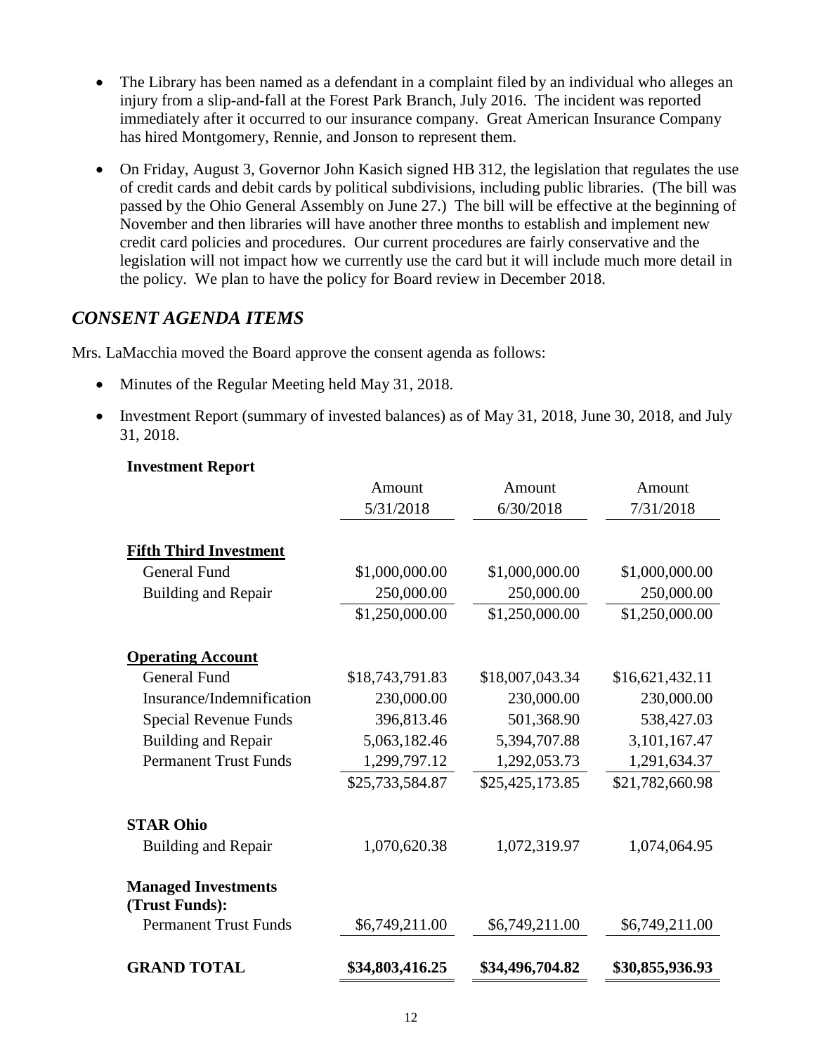- The Library has been named as a defendant in a complaint filed by an individual who alleges an injury from a slip-and-fall at the Forest Park Branch, July 2016. The incident was reported immediately after it occurred to our insurance company. Great American Insurance Company has hired Montgomery, Rennie, and Jonson to represent them.

- On Friday, August 3, Governor John Kasich signed HB 312, the legislation that regulates the use of credit cards and debit cards by political subdivisions, including public libraries. (The bill was passed by the Ohio General Assembly on June 27.) The bill will be effective at the beginning of November and then libraries will have another three months to establish and implement new credit card policies and procedures. Our current procedures are fairly conservative and the legislation will not impact how we currently use the card but it will include much more detail in the policy. We plan to have the policy for Board review in December 2018.

## *CONSENT AGENDA ITEMS*

Mrs. LaMacchia moved the Board approve the consent agenda as follows:

- Minutes of the Regular Meeting held May 31, 2018.
- Investment Report (summary of invested balances) as of May 31, 2018, June 30, 2018, and July 31, 2018.

**Investment Report**

| | Amount 5/31/2018 | Amount 6/30/2018 | Amount 7/31/2018 |
|---|---|---|---|
| **Fifth Third Investment** | | | |
| General Fund | $1,000,000.00 | $1,000,000.00 | $1,000,000.00 |
| Building and Repair | 250,000.00 | 250,000.00 | 250,000.00 |
| | $1,250,000.00 | $1,250,000.00 | $1,250,000.00 |
| **Operating Account** | | | |
| General Fund | $18,743,791.83 | $18,007,043.34 | $16,621,432.11 |
| Insurance/Indemnification | 230,000.00 | 230,000.00 | 230,000.00 |
| Special Revenue Funds | 396,813.46 | 501,368.90 | 538,427.03 |
| Building and Repair | 5,063,182.46 | 5,394,707.88 | 3,101,167.47 |
| Permanent Trust Funds | 1,299,797.12 | 1,292,053.73 | 1,291,634.37 |
| | $25,733,584.87 | $25,425,173.85 | $21,782,660.98 |
| **STAR Ohio** | | | |
| Building and Repair | 1,070,620.38 | 1,072,319.97 | 1,074,064.95 |
| **Managed Investments (Trust Funds):** | | | |
| Permanent Trust Funds | $6,749,211.00 | $6,749,211.00 | $6,749,211.00 |
| **GRAND TOTAL** | **$34,803,416.25** | **$34,496,704.82** | **$30,855,936.93** |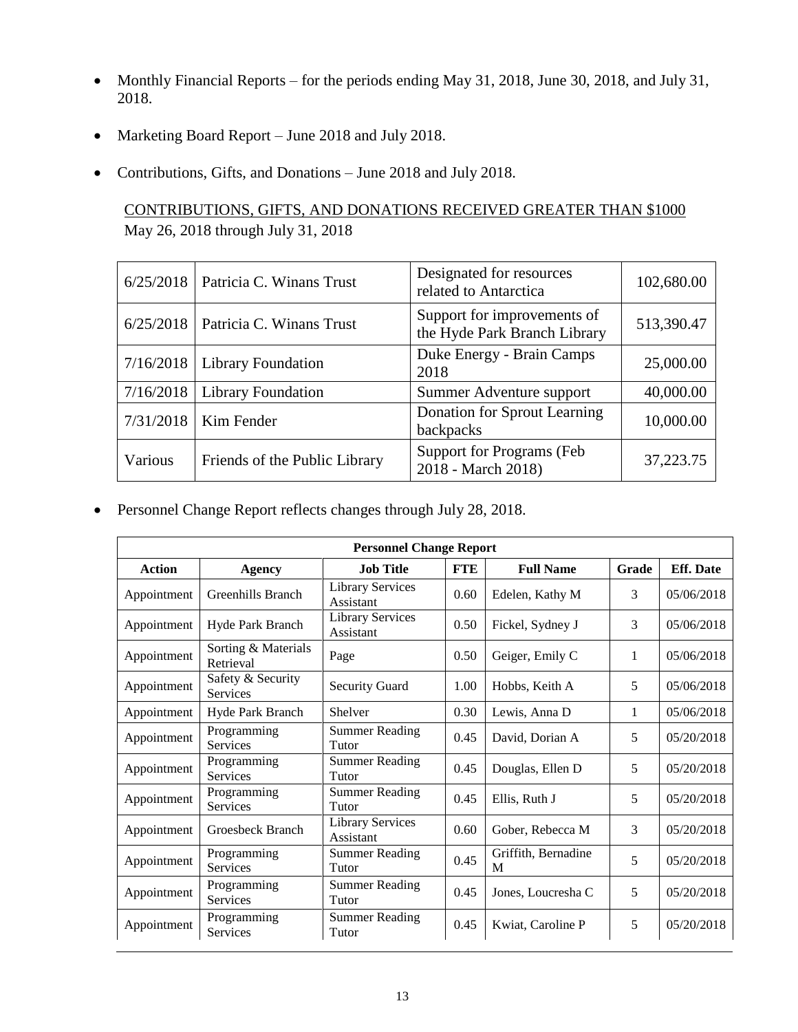- Monthly Financial Reports – for the periods ending May 31, 2018, June 30, 2018, and July 31, 2018.
- Marketing Board Report – June 2018 and July 2018.
- Contributions, Gifts, and Donations – June 2018 and July 2018.

<u>CONTRIBUTIONS, GIFTS, AND DONATIONS RECEIVED GREATER THAN $1000</u>
May 26, 2018 through July 31, 2018

| | | | |
|---|---|---|---|
| 6/25/2018 | Patricia C. Winans Trust | Designated for resources related to Antarctica | 102,680.00 |
| 6/25/2018 | Patricia C. Winans Trust | Support for improvements of the Hyde Park Branch Library | 513,390.47 |
| 7/16/2018 | Library Foundation | Duke Energy - Brain Camps 2018 | 25,000.00 |
| 7/16/2018 | Library Foundation | Summer Adventure support | 40,000.00 |
| 7/31/2018 | Kim Fender | Donation for Sprout Learning backpacks | 10,000.00 |
| Various | Friends of the Public Library | Support for Programs (Feb 2018 - March 2018) | 37,223.75 |

- Personnel Change Report reflects changes through July 28, 2018.

| **Personnel Change Report** | | | | | | |
|---|---|---|---|---|---|---|
| **Action** | **Agency** | **Job Title** | **FTE** | **Full Name** | **Grade** | **Eff. Date** |
| Appointment | Greenhills Branch | Library Services Assistant | 0.60 | Edelen, Kathy M | 3 | 05/06/2018 |
| Appointment | Hyde Park Branch | Library Services Assistant | 0.50 | Fickel, Sydney J | 3 | 05/06/2018 |
| Appointment | Sorting & Materials Retrieval | Page | 0.50 | Geiger, Emily C | 1 | 05/06/2018 |
| Appointment | Safety & Security Services | Security Guard | 1.00 | Hobbs, Keith A | 5 | 05/06/2018 |
| Appointment | Hyde Park Branch | Shelver | 0.30 | Lewis, Anna D | 1 | 05/06/2018 |
| Appointment | Programming Services | Summer Reading Tutor | 0.45 | David, Dorian A | 5 | 05/20/2018 |
| Appointment | Programming Services | Summer Reading Tutor | 0.45 | Douglas, Ellen D | 5 | 05/20/2018 |
| Appointment | Programming Services | Summer Reading Tutor | 0.45 | Ellis, Ruth J | 5 | 05/20/2018 |
| Appointment | Groesbeck Branch | Library Services Assistant | 0.60 | Gober, Rebecca M | 3 | 05/20/2018 |
| Appointment | Programming Services | Summer Reading Tutor | 0.45 | Griffith, Bernadine M | 5 | 05/20/2018 |
| Appointment | Programming Services | Summer Reading Tutor | 0.45 | Jones, Loucresha C | 5 | 05/20/2018 |
| Appointment | Programming Services | Summer Reading Tutor | 0.45 | Kwiat, Caroline P | 5 | 05/20/2018 |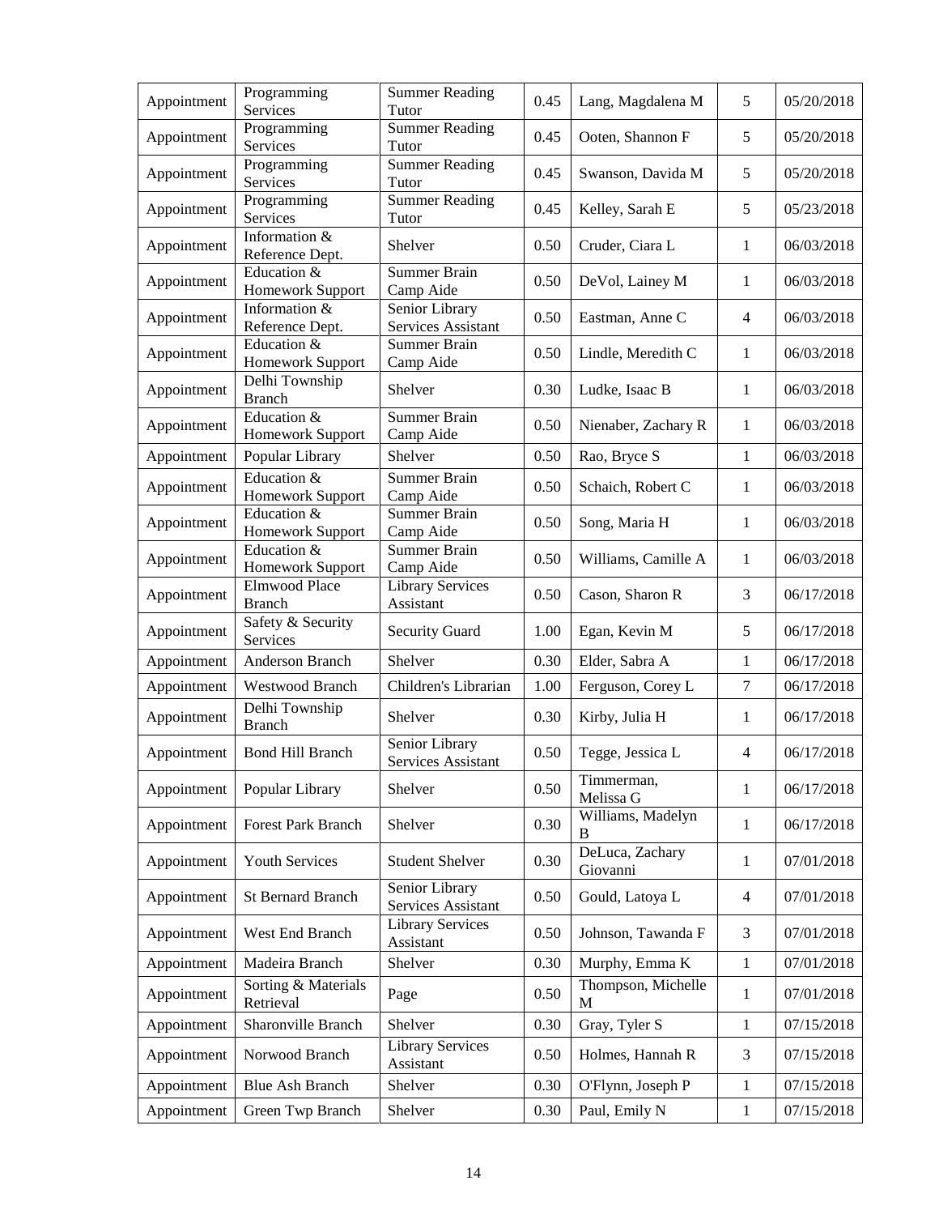| | | | | | | |
|---|---|---|---|---|---|---|
| Appointment | Programming Services | Summer Reading Tutor | 0.45 | Lang, Magdalena M | 5 | 05/20/2018 |
| Appointment | Programming Services | Summer Reading Tutor | 0.45 | Ooten, Shannon F | 5 | 05/20/2018 |
| Appointment | Programming Services | Summer Reading Tutor | 0.45 | Swanson, Davida M | 5 | 05/20/2018 |
| Appointment | Programming Services | Summer Reading Tutor | 0.45 | Kelley, Sarah E | 5 | 05/23/2018 |
| Appointment | Information & Reference Dept. | Shelver | 0.50 | Cruder, Ciara L | 1 | 06/03/2018 |
| Appointment | Education & Homework Support | Summer Brain Camp Aide | 0.50 | DeVol, Lainey M | 1 | 06/03/2018 |
| Appointment | Information & Reference Dept. | Senior Library Services Assistant | 0.50 | Eastman, Anne C | 4 | 06/03/2018 |
| Appointment | Education & Homework Support | Summer Brain Camp Aide | 0.50 | Lindle, Meredith C | 1 | 06/03/2018 |
| Appointment | Delhi Township Branch | Shelver | 0.30 | Ludke, Isaac B | 1 | 06/03/2018 |
| Appointment | Education & Homework Support | Summer Brain Camp Aide | 0.50 | Nienaber, Zachary R | 1 | 06/03/2018 |
| Appointment | Popular Library | Shelver | 0.50 | Rao, Bryce S | 1 | 06/03/2018 |
| Appointment | Education & Homework Support | Summer Brain Camp Aide | 0.50 | Schaich, Robert C | 1 | 06/03/2018 |
| Appointment | Education & Homework Support | Summer Brain Camp Aide | 0.50 | Song, Maria H | 1 | 06/03/2018 |
| Appointment | Education & Homework Support | Summer Brain Camp Aide | 0.50 | Williams, Camille A | 1 | 06/03/2018 |
| Appointment | Elmwood Place Branch | Library Services Assistant | 0.50 | Cason, Sharon R | 3 | 06/17/2018 |
| Appointment | Safety & Security Services | Security Guard | 1.00 | Egan, Kevin M | 5 | 06/17/2018 |
| Appointment | Anderson Branch | Shelver | 0.30 | Elder, Sabra A | 1 | 06/17/2018 |
| Appointment | Westwood Branch | Children's Librarian | 1.00 | Ferguson, Corey L | 7 | 06/17/2018 |
| Appointment | Delhi Township Branch | Shelver | 0.30 | Kirby, Julia H | 1 | 06/17/2018 |
| Appointment | Bond Hill Branch | Senior Library Services Assistant | 0.50 | Tegge, Jessica L | 4 | 06/17/2018 |
| Appointment | Popular Library | Shelver | 0.50 | Timmerman, Melissa G | 1 | 06/17/2018 |
| Appointment | Forest Park Branch | Shelver | 0.30 | Williams, Madelyn B | 1 | 06/17/2018 |
| Appointment | Youth Services | Student Shelver | 0.30 | DeLuca, Zachary Giovanni | 1 | 07/01/2018 |
| Appointment | St Bernard Branch | Senior Library Services Assistant | 0.50 | Gould, Latoya L | 4 | 07/01/2018 |
| Appointment | West End Branch | Library Services Assistant | 0.50 | Johnson, Tawanda F | 3 | 07/01/2018 |
| Appointment | Madeira Branch | Shelver | 0.30 | Murphy, Emma K | 1 | 07/01/2018 |
| Appointment | Sorting & Materials Retrieval | Page | 0.50 | Thompson, Michelle M | 1 | 07/01/2018 |
| Appointment | Sharonville Branch | Shelver | 0.30 | Gray, Tyler S | 1 | 07/15/2018 |
| Appointment | Norwood Branch | Library Services Assistant | 0.50 | Holmes, Hannah R | 3 | 07/15/2018 |
| Appointment | Blue Ash Branch | Shelver | 0.30 | O'Flynn, Joseph P | 1 | 07/15/2018 |
| Appointment | Green Twp Branch | Shelver | 0.30 | Paul, Emily N | 1 | 07/15/2018 |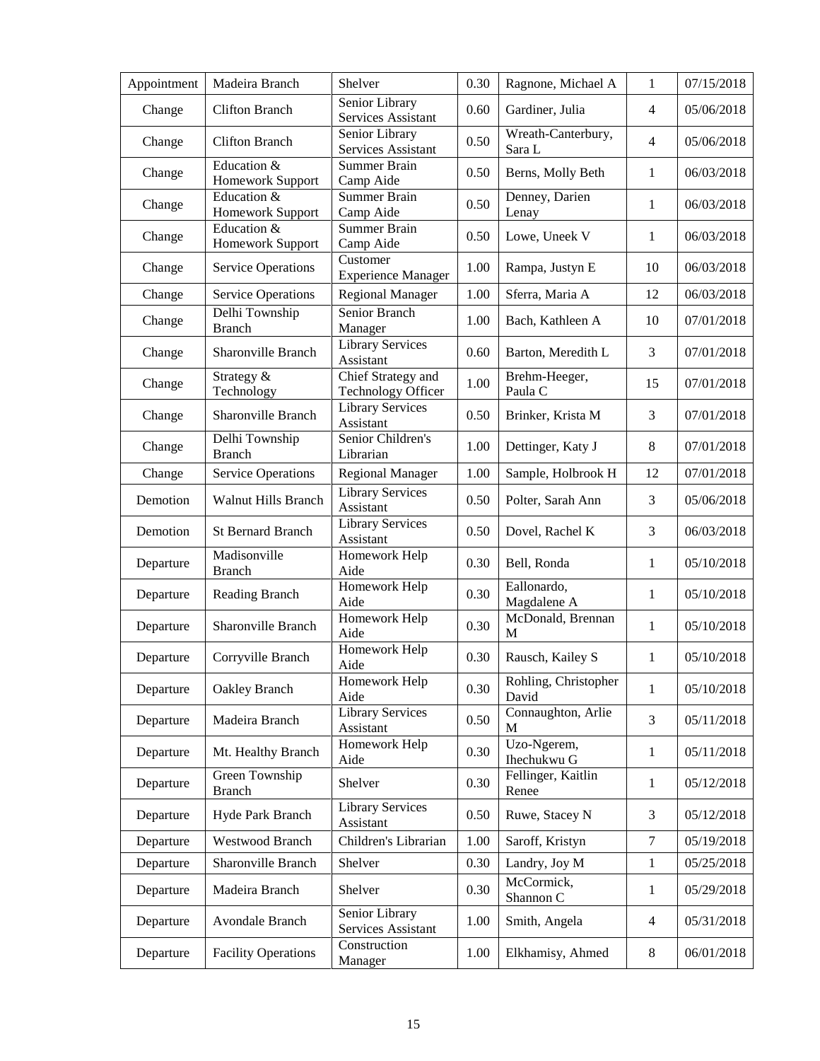| Appointment | Madeira Branch | Shelver | 0.30 | Ragnone, Michael A | 1 | 07/15/2018 |
|---|---|---|---|---|---|---|
| Change | Clifton Branch | Senior Library Services Assistant | 0.60 | Gardiner, Julia | 4 | 05/06/2018 |
| Change | Clifton Branch | Senior Library Services Assistant | 0.50 | Wreath-Canterbury, Sara L | 4 | 05/06/2018 |
| Change | Education & Homework Support | Summer Brain Camp Aide | 0.50 | Berns, Molly Beth | 1 | 06/03/2018 |
| Change | Education & Homework Support | Summer Brain Camp Aide | 0.50 | Denney, Darien Lenay | 1 | 06/03/2018 |
| Change | Education & Homework Support | Summer Brain Camp Aide | 0.50 | Lowe, Uneek V | 1 | 06/03/2018 |
| Change | Service Operations | Customer Experience Manager | 1.00 | Rampa, Justyn E | 10 | 06/03/2018 |
| Change | Service Operations | Regional Manager | 1.00 | Sferra, Maria A | 12 | 06/03/2018 |
| Change | Delhi Township Branch | Senior Branch Manager | 1.00 | Bach, Kathleen A | 10 | 07/01/2018 |
| Change | Sharonville Branch | Library Services Assistant | 0.60 | Barton, Meredith L | 3 | 07/01/2018 |
| Change | Strategy & Technology | Chief Strategy and Technology Officer | 1.00 | Brehm-Heeger, Paula C | 15 | 07/01/2018 |
| Change | Sharonville Branch | Library Services Assistant | 0.50 | Brinker, Krista M | 3 | 07/01/2018 |
| Change | Delhi Township Branch | Senior Children's Librarian | 1.00 | Dettinger, Katy J | 8 | 07/01/2018 |
| Change | Service Operations | Regional Manager | 1.00 | Sample, Holbrook H | 12 | 07/01/2018 |
| Demotion | Walnut Hills Branch | Library Services Assistant | 0.50 | Polter, Sarah Ann | 3 | 05/06/2018 |
| Demotion | St Bernard Branch | Library Services Assistant | 0.50 | Dovel, Rachel K | 3 | 06/03/2018 |
| Departure | Madisonville Branch | Homework Help Aide | 0.30 | Bell, Ronda | 1 | 05/10/2018 |
| Departure | Reading Branch | Homework Help Aide | 0.30 | Eallonardo, Magdalene A | 1 | 05/10/2018 |
| Departure | Sharonville Branch | Homework Help Aide | 0.30 | McDonald, Brennan M | 1 | 05/10/2018 |
| Departure | Corryville Branch | Homework Help Aide | 0.30 | Rausch, Kailey S | 1 | 05/10/2018 |
| Departure | Oakley Branch | Homework Help Aide | 0.30 | Rohling, Christopher David | 1 | 05/10/2018 |
| Departure | Madeira Branch | Library Services Assistant | 0.50 | Connaughton, Arlie M | 3 | 05/11/2018 |
| Departure | Mt. Healthy Branch | Homework Help Aide | 0.30 | Uzo-Ngerem, Ihechukwu G | 1 | 05/11/2018 |
| Departure | Green Township Branch | Shelver | 0.30 | Fellinger, Kaitlin Renee | 1 | 05/12/2018 |
| Departure | Hyde Park Branch | Library Services Assistant | 0.50 | Ruwe, Stacey N | 3 | 05/12/2018 |
| Departure | Westwood Branch | Children's Librarian | 1.00 | Saroff, Kristyn | 7 | 05/19/2018 |
| Departure | Sharonville Branch | Shelver | 0.30 | Landry, Joy M | 1 | 05/25/2018 |
| Departure | Madeira Branch | Shelver | 0.30 | McCormick, Shannon C | 1 | 05/29/2018 |
| Departure | Avondale Branch | Senior Library Services Assistant | 1.00 | Smith, Angela | 4 | 05/31/2018 |
| Departure | Facility Operations | Construction Manager | 1.00 | Elkhamisy, Ahmed | 8 | 06/01/2018 |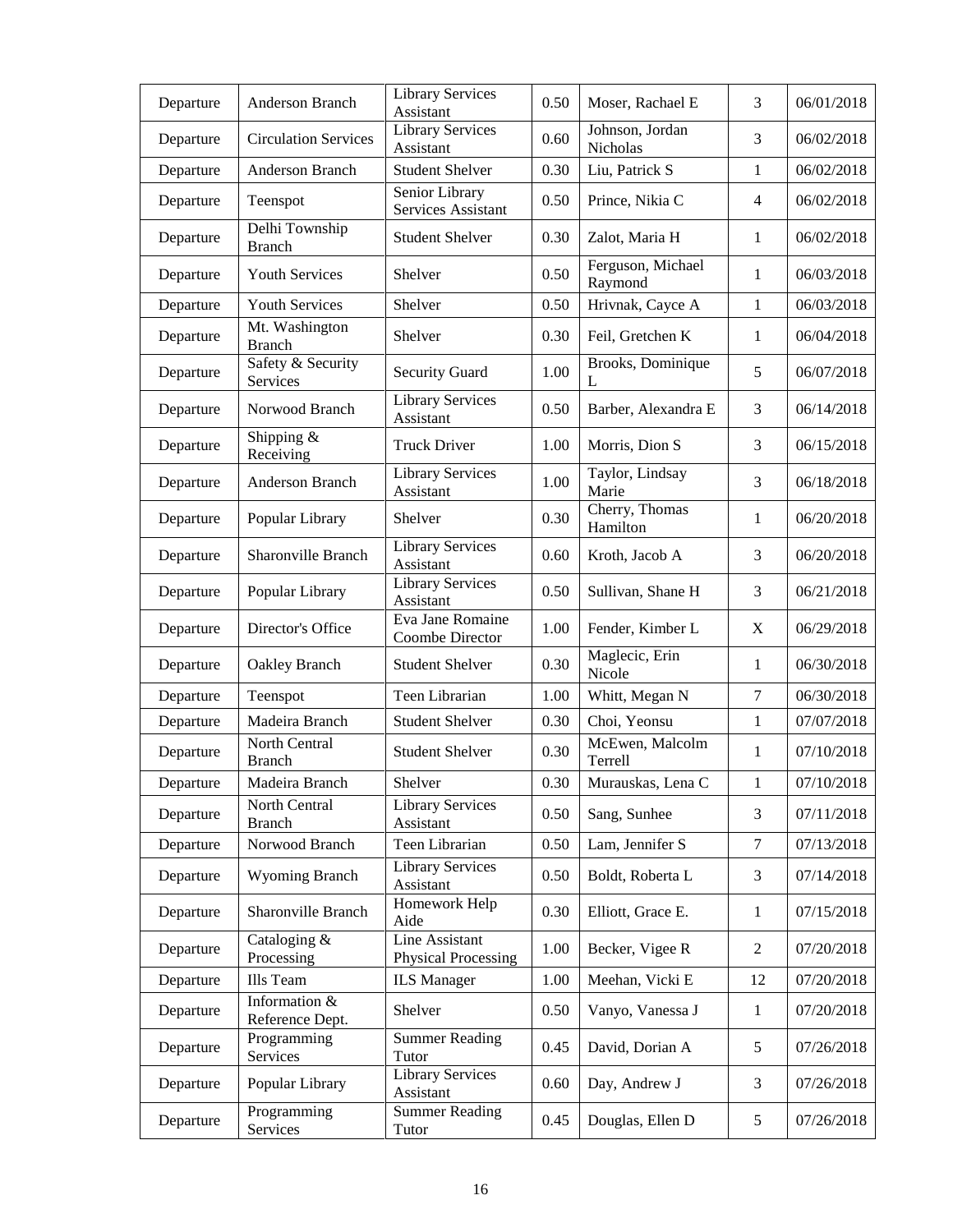| Departure | Anderson Branch | Library Services Assistant | 0.50 | Moser, Rachael E | 3 | 06/01/2018 |
|---|---|---|---|---|---|---|
| Departure | Circulation Services | Library Services Assistant | 0.60 | Johnson, Jordan Nicholas | 3 | 06/02/2018 |
| Departure | Anderson Branch | Student Shelver | 0.30 | Liu, Patrick S | 1 | 06/02/2018 |
| Departure | Teenspot | Senior Library Services Assistant | 0.50 | Prince, Nikia C | 4 | 06/02/2018 |
| Departure | Delhi Township Branch | Student Shelver | 0.30 | Zalot, Maria H | 1 | 06/02/2018 |
| Departure | Youth Services | Shelver | 0.50 | Ferguson, Michael Raymond | 1 | 06/03/2018 |
| Departure | Youth Services | Shelver | 0.50 | Hrivnak, Cayce A | 1 | 06/03/2018 |
| Departure | Mt. Washington Branch | Shelver | 0.30 | Feil, Gretchen K | 1 | 06/04/2018 |
| Departure | Safety & Security Services | Security Guard | 1.00 | Brooks, Dominique L | 5 | 06/07/2018 |
| Departure | Norwood Branch | Library Services Assistant | 0.50 | Barber, Alexandra E | 3 | 06/14/2018 |
| Departure | Shipping & Receiving | Truck Driver | 1.00 | Morris, Dion S | 3 | 06/15/2018 |
| Departure | Anderson Branch | Library Services Assistant | 1.00 | Taylor, Lindsay Marie | 3 | 06/18/2018 |
| Departure | Popular Library | Shelver | 0.30 | Cherry, Thomas Hamilton | 1 | 06/20/2018 |
| Departure | Sharonville Branch | Library Services Assistant | 0.60 | Kroth, Jacob A | 3 | 06/20/2018 |
| Departure | Popular Library | Library Services Assistant | 0.50 | Sullivan, Shane H | 3 | 06/21/2018 |
| Departure | Director's Office | Eva Jane Romaine Coombe Director | 1.00 | Fender, Kimber L | X | 06/29/2018 |
| Departure | Oakley Branch | Student Shelver | 0.30 | Maglecic, Erin Nicole | 1 | 06/30/2018 |
| Departure | Teenspot | Teen Librarian | 1.00 | Whitt, Megan N | 7 | 06/30/2018 |
| Departure | Madeira Branch | Student Shelver | 0.30 | Choi, Yeonsu | 1 | 07/07/2018 |
| Departure | North Central Branch | Student Shelver | 0.30 | McEwen, Malcolm Terrell | 1 | 07/10/2018 |
| Departure | Madeira Branch | Shelver | 0.30 | Murauskas, Lena C | 1 | 07/10/2018 |
| Departure | North Central Branch | Library Services Assistant | 0.50 | Sang, Sunhee | 3 | 07/11/2018 |
| Departure | Norwood Branch | Teen Librarian | 0.50 | Lam, Jennifer S | 7 | 07/13/2018 |
| Departure | Wyoming Branch | Library Services Assistant | 0.50 | Boldt, Roberta L | 3 | 07/14/2018 |
| Departure | Sharonville Branch | Homework Help Aide | 0.30 | Elliott, Grace E. | 1 | 07/15/2018 |
| Departure | Cataloging & Processing | Line Assistant Physical Processing | 1.00 | Becker, Vigee R | 2 | 07/20/2018 |
| Departure | Ills Team | ILS Manager | 1.00 | Meehan, Vicki E | 12 | 07/20/2018 |
| Departure | Information & Reference Dept. | Shelver | 0.50 | Vanyo, Vanessa J | 1 | 07/20/2018 |
| Departure | Programming Services | Summer Reading Tutor | 0.45 | David, Dorian A | 5 | 07/26/2018 |
| Departure | Popular Library | Library Services Assistant | 0.60 | Day, Andrew J | 3 | 07/26/2018 |
| Departure | Programming Services | Summer Reading Tutor | 0.45 | Douglas, Ellen D | 5 | 07/26/2018 |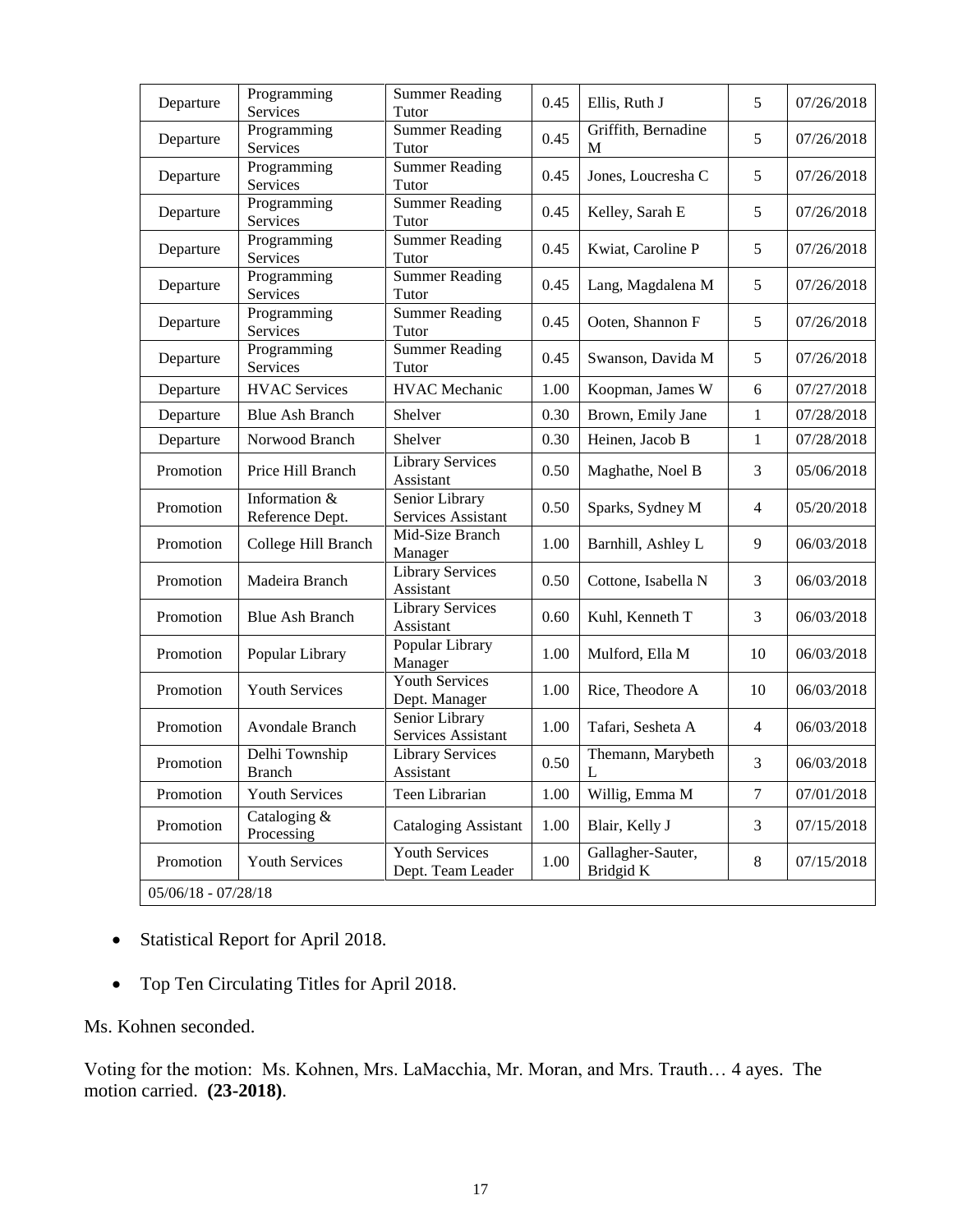| Departure | Programming Services | Summer Reading Tutor | 0.45 | Ellis, Ruth J | 5 | 07/26/2018 |
|---|---|---|---|---|---|---|
| Departure | Programming Services | Summer Reading Tutor | 0.45 | Griffith, Bernadine M | 5 | 07/26/2018 |
| Departure | Programming Services | Summer Reading Tutor | 0.45 | Jones, Loucresha C | 5 | 07/26/2018 |
| Departure | Programming Services | Summer Reading Tutor | 0.45 | Kelley, Sarah E | 5 | 07/26/2018 |
| Departure | Programming Services | Summer Reading Tutor | 0.45 | Kwiat, Caroline P | 5 | 07/26/2018 |
| Departure | Programming Services | Summer Reading Tutor | 0.45 | Lang, Magdalena M | 5 | 07/26/2018 |
| Departure | Programming Services | Summer Reading Tutor | 0.45 | Ooten, Shannon F | 5 | 07/26/2018 |
| Departure | Programming Services | Summer Reading Tutor | 0.45 | Swanson, Davida M | 5 | 07/26/2018 |
| Departure | HVAC Services | HVAC Mechanic | 1.00 | Koopman, James W | 6 | 07/27/2018 |
| Departure | Blue Ash Branch | Shelver | 0.30 | Brown, Emily Jane | 1 | 07/28/2018 |
| Departure | Norwood Branch | Shelver | 0.30 | Heinen, Jacob B | 1 | 07/28/2018 |
| Promotion | Price Hill Branch | Library Services Assistant | 0.50 | Maghathe, Noel B | 3 | 05/06/2018 |
| Promotion | Information & Reference Dept. | Senior Library Services Assistant | 0.50 | Sparks, Sydney M | 4 | 05/20/2018 |
| Promotion | College Hill Branch | Mid-Size Branch Manager | 1.00 | Barnhill, Ashley L | 9 | 06/03/2018 |
| Promotion | Madeira Branch | Library Services Assistant | 0.50 | Cottone, Isabella N | 3 | 06/03/2018 |
| Promotion | Blue Ash Branch | Library Services Assistant | 0.60 | Kuhl, Kenneth T | 3 | 06/03/2018 |
| Promotion | Popular Library | Popular Library Manager | 1.00 | Mulford, Ella M | 10 | 06/03/2018 |
| Promotion | Youth Services | Youth Services Dept. Manager | 1.00 | Rice, Theodore A | 10 | 06/03/2018 |
| Promotion | Avondale Branch | Senior Library Services Assistant | 1.00 | Tafari, Sesheta A | 4 | 06/03/2018 |
| Promotion | Delhi Township Branch | Library Services Assistant | 0.50 | Themann, Marybeth L | 3 | 06/03/2018 |
| Promotion | Youth Services | Teen Librarian | 1.00 | Willig, Emma M | 7 | 07/01/2018 |
| Promotion | Cataloging & Processing | Cataloging Assistant | 1.00 | Blair, Kelly J | 3 | 07/15/2018 |
| Promotion | Youth Services | Youth Services Dept. Team Leader | 1.00 | Gallagher-Sauter, Bridgid K | 8 | 07/15/2018 |
| 05/06/18 - 07/28/18 | | | | | | |

- Statistical Report for April 2018.
- Top Ten Circulating Titles for April 2018.

Ms. Kohnen seconded.

Voting for the motion: Ms. Kohnen, Mrs. LaMacchia, Mr. Moran, and Mrs. Trauth… 4 ayes. The motion carried. **(23-2018)**.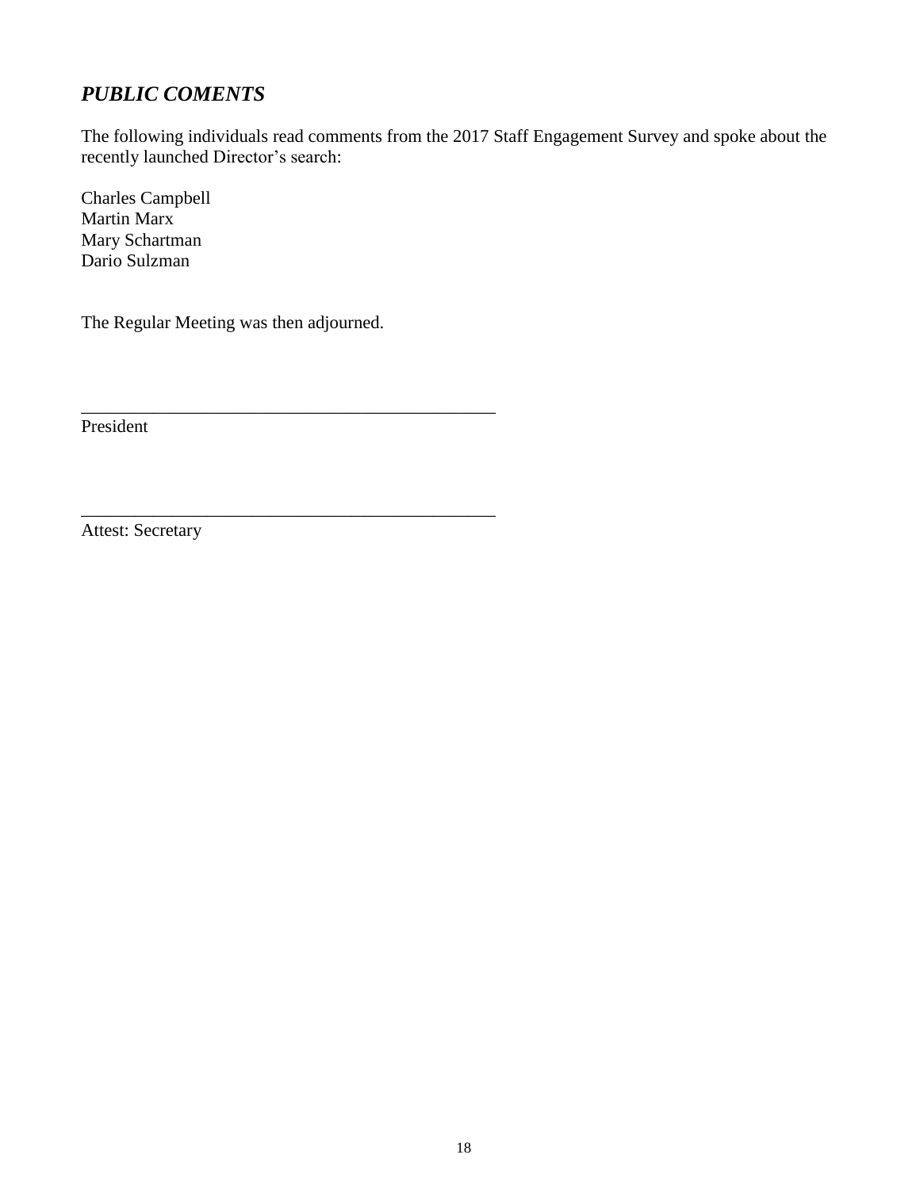## *PUBLIC COMENTS*

The following individuals read comments from the 2017 Staff Engagement Survey and spoke about the recently launched Director's search:

Charles Campbell
Martin Marx
Mary Schartman
Dario Sulzman

The Regular Meeting was then adjourned.

_______________________________________________
President

_______________________________________________
Attest: Secretary